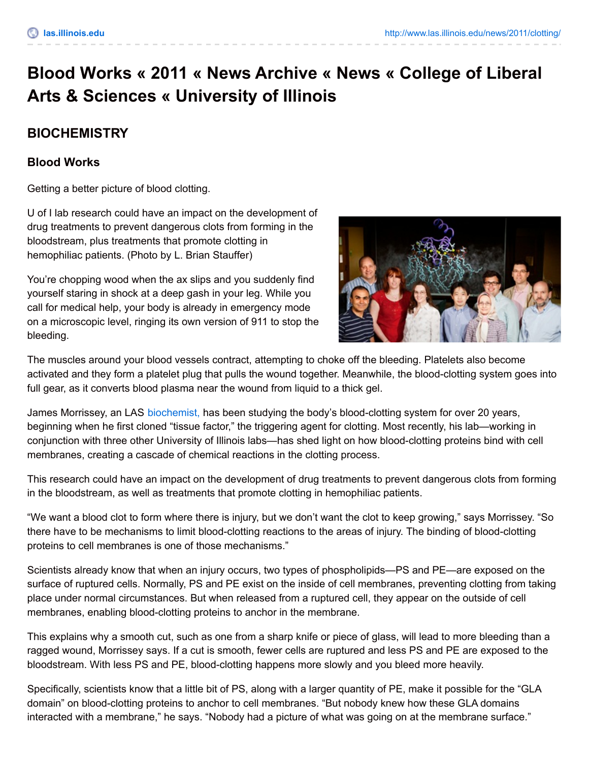# Blood Works « 2011 « News Archive « News « College of Liberal Arts & Sciences « University of Illinois

## BIOCHEMISTRY

### Blood Works

Getting a better picture of blood clotting.

U of I lab research could have an impact on the development of drug treatments to prevent dangerous clots from forming in the bloodstream, plus treatments that promote clotting in hemophiliac patients. (Photo by L. Brian Stauffer)

You're chopping wood when the ax slips and you suddenly find yourself staring in shock at a deep gash in your leg. While you call for medical help, your body is already in emergency mode on a microscopic level, ringing its own version of 911 to stop the bleeding.

The muscles around your blood vessels contract, attempting to choke off the bleeding. Platelets also become activated and they form a platelet plug that pulls the wound together. Meanwhile, the blood-clotting system goes into full gear, as it converts blood plasma near the wound from liquid to a thick gel.

James Morrissey, an LAS biochemist, has been studying the body's blood-clotting system for over 20 years, beginning when he first cloned "tissue factor," the triggering agent for clotting. Most recently, his lab—working in conjunction with three other University of Illinois labs—has shed light on how blood-clotting proteins bind with cell membranes, creating a cascade of chemical reactions in the clotting process.

This research could have an impact on the development of drug treatments to prevent dangerous clots from forming in the bloodstream, as well as treatments that promote clotting in hemophiliac patients.

"We want a blood clot to form where there is injury, but we don't want the clot to keep growing," says Morrissey. "So there have to be mechanisms to limit blood-clotting reactions to the areas of injury. The binding of blood-clotting proteins to cell membranes is one of those mechanisms."

Scientists already know that when an injury occurs, two types of phospholipids—PS and PE—are exposed on the surface of ruptured cells. Normally, PS and PE exist on the inside of cell membranes, preventing clotting from taking place under normal circumstances. But when released from a ruptured cell, they appear on the outside of cell membranes, enabling blood-clotting proteins to anchor in the membrane.

This explains why a smooth cut, such as one from a sharp knife or piece of glass, will lead to more bleeding than a ragged wound, Morrissey says. If a cut is smooth, fewer cells are ruptured and less PS and PE are exposed to the bloodstream. With less PS and PE, blood-clotting happens more slowly and you bleed more heavily.

Specifically, scientists know that a little bit of PS, along with a larger quantity of PE, make it possible for the "GLA domain" on blood-clotting proteins to anchor to cell membranes. "But nobody knew how these GLA domains interacted with a membrane," he says. "Nobody had a picture of what was going on at the membrane surface."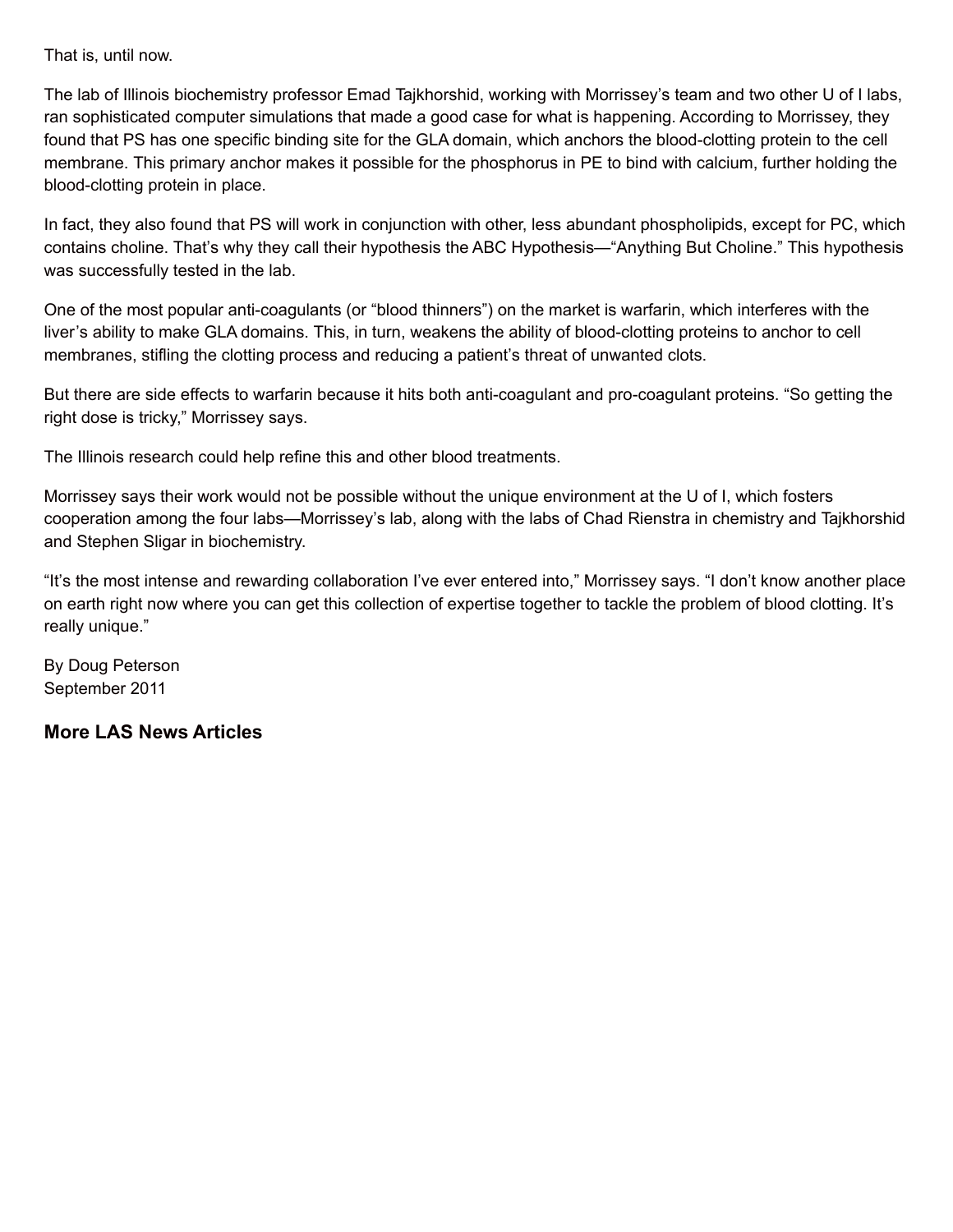That is, until now.

The lab of Illinois biochemistry professor Emad Tajkhorshid, working with Morrissey's team and two other U of I labs, ran sophisticated computer simulations that made a good case for what is happening. According to Morrissey, they found that PS has one specific binding site for the GLA domain, which anchors the blood-clotting protein to the cell membrane. This primary anchor makes it possible for the phosphorus in PE to bind with calcium, further holding the blood-clotting protein in place.

In fact, they also found that PS will work in conjunction with other, less abundant phospholipids, except for PC, which contains choline. That's why they call their hypothesis the ABC Hypothesis—"Anything But Choline." This hypothesis was successfully tested in the lab.

One of the most popular anti-coagulants (or "blood thinners") on the market is warfarin, which interferes with the liver's ability to make GLA domains. This, in turn, weakens the ability of blood-clotting proteins to anchor to cell membranes, stifling the clotting process and reducing a patient's threat of unwanted clots.

But there are side effects to warfarin because it hits both anti-coagulant and pro-coagulant proteins. "So getting the right dose is tricky," Morrissey says.

The Illinois research could help refine this and other blood treatments.

Morrissey says their work would not be possible without the unique environment at the U of I, which fosters cooperation among the four labs—Morrissey's lab, along with the labs of Chad Rienstra in chemistry and Tajkhorshid and Stephen Sligar in biochemistry.

"It's the most intense and rewarding collaboration I've ever entered into," Morrissey says. "I don't know another place on earth right now where you can get this collection of expertise together to tackle the problem of blood clotting. It's really unique."

By Doug Peterson
September 2011

### More LAS News Articles